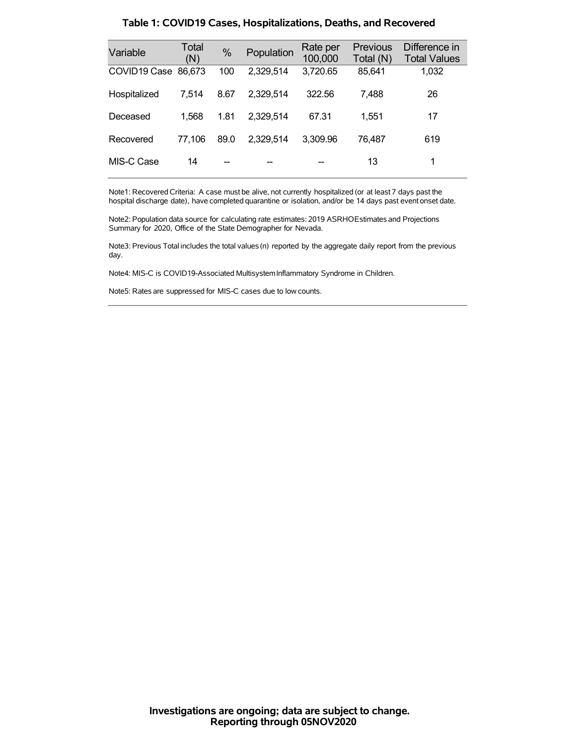## Table 1: COVID19 Cases, Hospitalizations, Deaths, and Recovered

| Variable | Total (N) | % | Population | Rate per 100,000 | Previous Total (N) | Difference in Total Values |
|---|---|---|---|---|---|---|
| COVID19 Case | 86,673 | 100 | 2,329,514 | 3,720.65 | 85,641 | 1,032 |
| Hospitalized | 7,514 | 8.67 | 2,329,514 | 322.56 | 7,488 | 26 |
| Deceased | 1,568 | 1.81 | 2,329,514 | 67.31 | 1,551 | 17 |
| Recovered | 77,106 | 89.0 | 2,329,514 | 3,309.96 | 76,487 | 619 |
| MIS-C Case | 14 | -- | -- | -- | 13 | 1 |

Note1: Recovered Criteria: A case must be alive, not currently hospitalized (or at least 7 days past the hospital discharge date), have completed quarantine or isolation, and/or be 14 days past event onset date.

Note2: Population data source for calculating rate estimates: 2019 ASRHO Estimates and Projections Summary for 2020, Office of the State Demographer for Nevada.

Note3: Previous Total includes the total values (n) reported by the aggregate daily report from the previous day.

Note4: MIS-C is COVID19-Associated Multisystem Inflammatory Syndrome in Children.

Note5: Rates are suppressed for MIS-C cases due to low counts.

**Investigations are ongoing; data are subject to change.**
**Reporting through 05NOV2020**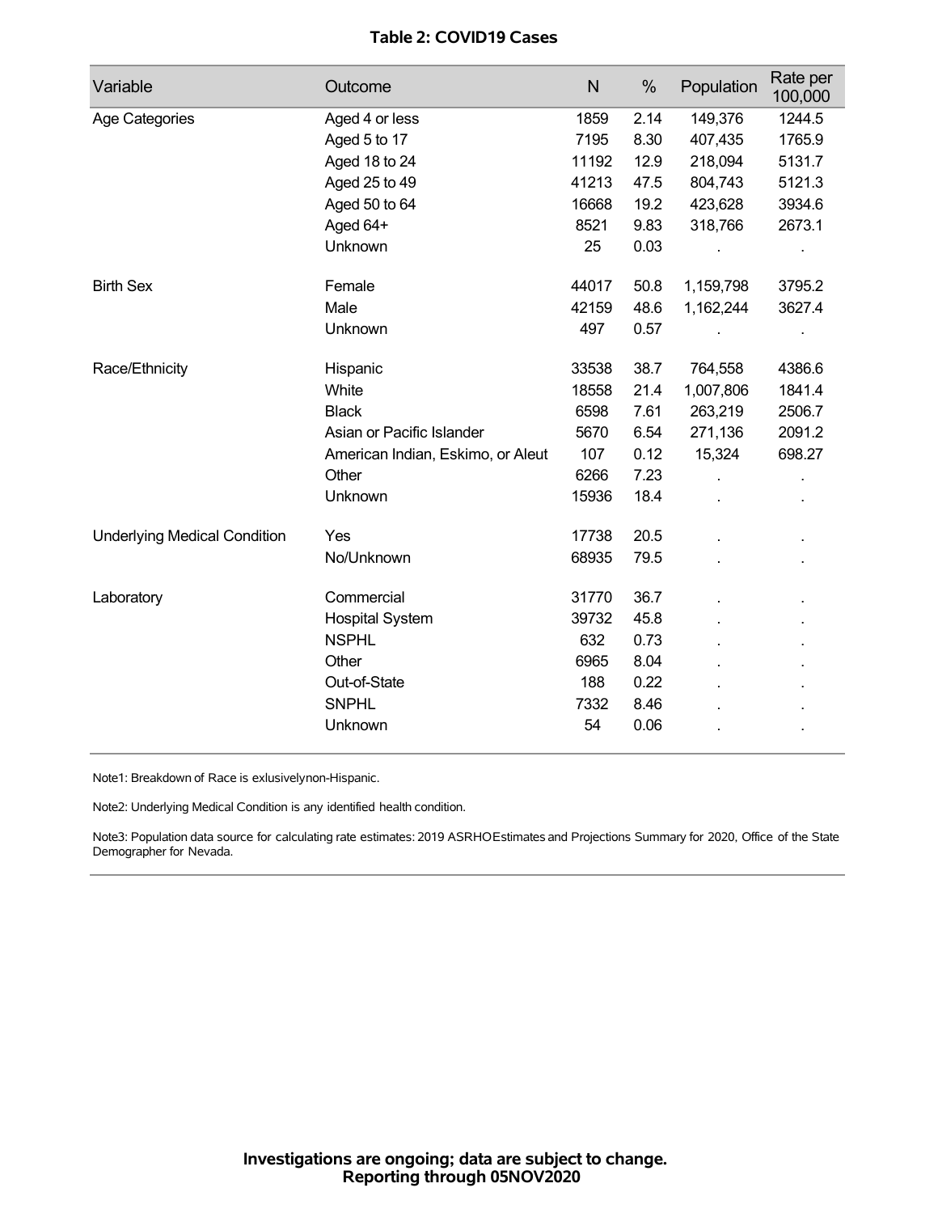**Table 2: COVID19 Cases**

| Variable | Outcome | N | % | Population | Rate per 100,000 |
|---|---|---|---|---|---|
| Age Categories | Aged 4 or less | 1859 | 2.14 | 149,376 | 1244.5 |
| | Aged 5 to 17 | 7195 | 8.30 | 407,435 | 1765.9 |
| | Aged 18 to 24 | 11192 | 12.9 | 218,094 | 5131.7 |
| | Aged 25 to 49 | 41213 | 47.5 | 804,743 | 5121.3 |
| | Aged 50 to 64 | 16668 | 19.2 | 423,628 | 3934.6 |
| | Aged 64+ | 8521 | 9.83 | 318,766 | 2673.1 |
| | Unknown | 25 | 0.03 | . | . |
| Birth Sex | Female | 44017 | 50.8 | 1,159,798 | 3795.2 |
| | Male | 42159 | 48.6 | 1,162,244 | 3627.4 |
| | Unknown | 497 | 0.57 | . | . |
| Race/Ethnicity | Hispanic | 33538 | 38.7 | 764,558 | 4386.6 |
| | White | 18558 | 21.4 | 1,007,806 | 1841.4 |
| | Black | 6598 | 7.61 | 263,219 | 2506.7 |
| | Asian or Pacific Islander | 5670 | 6.54 | 271,136 | 2091.2 |
| | American Indian, Eskimo, or Aleut | 107 | 0.12 | 15,324 | 698.27 |
| | Other | 6266 | 7.23 | . | . |
| | Unknown | 15936 | 18.4 | . | . |
| Underlying Medical Condition | Yes | 17738 | 20.5 | . | . |
| | No/Unknown | 68935 | 79.5 | . | . |
| Laboratory | Commercial | 31770 | 36.7 | . | . |
| | Hospital System | 39732 | 45.8 | . | . |
| | NSPHL | 632 | 0.73 | . | . |
| | Other | 6965 | 8.04 | . | . |
| | Out-of-State | 188 | 0.22 | . | . |
| | SNPHL | 7332 | 8.46 | . | . |
| | Unknown | 54 | 0.06 | . | . |

Note1: Breakdown of Race is exlusivelynon-Hispanic.

Note2: Underlying Medical Condition is any identified health condition.

Note3: Population data source for calculating rate estimates: 2019 ASRHOEstimates and Projections Summary for 2020, Office of the State Demographer for Nevada.

**Investigations are ongoing; data are subject to change.**
**Reporting through 05NOV2020**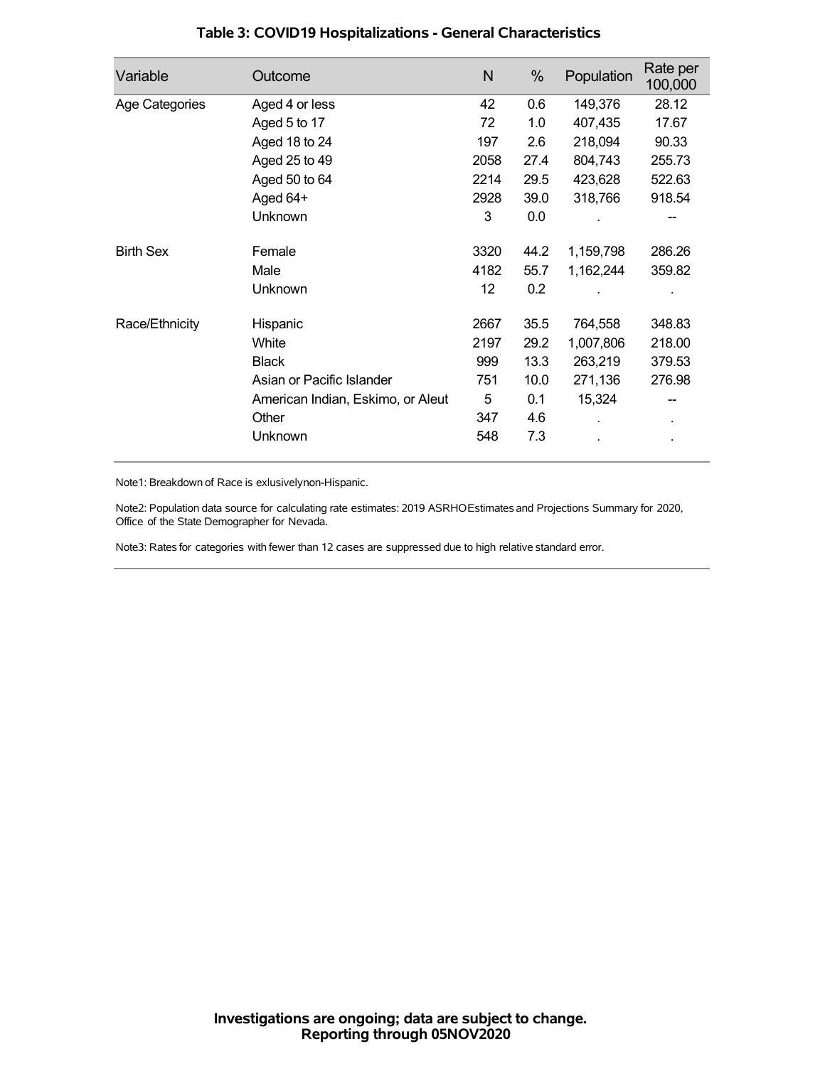## Table 3: COVID19 Hospitalizations - General Characteristics

| Variable | Outcome | N | % | Population | Rate per 100,000 |
|---|---|---|---|---|---|
| Age Categories | Aged 4 or less | 42 | 0.6 | 149,376 | 28.12 |
| | Aged 5 to 17 | 72 | 1.0 | 407,435 | 17.67 |
| | Aged 18 to 24 | 197 | 2.6 | 218,094 | 90.33 |
| | Aged 25 to 49 | 2058 | 27.4 | 804,743 | 255.73 |
| | Aged 50 to 64 | 2214 | 29.5 | 423,628 | 522.63 |
| | Aged 64+ | 2928 | 39.0 | 318,766 | 918.54 |
| | Unknown | 3 | 0.0 | . | -- |
| Birth Sex | Female | 3320 | 44.2 | 1,159,798 | 286.26 |
| | Male | 4182 | 55.7 | 1,162,244 | 359.82 |
| | Unknown | 12 | 0.2 | . | . |
| Race/Ethnicity | Hispanic | 2667 | 35.5 | 764,558 | 348.83 |
| | White | 2197 | 29.2 | 1,007,806 | 218.00 |
| | Black | 999 | 13.3 | 263,219 | 379.53 |
| | Asian or Pacific Islander | 751 | 10.0 | 271,136 | 276.98 |
| | American Indian, Eskimo, or Aleut | 5 | 0.1 | 15,324 | -- |
| | Other | 347 | 4.6 | . | . |
| | Unknown | 548 | 7.3 | . | . |

Note1: Breakdown of Race is exlusivelynon-Hispanic.

Note2: Population data source for calculating rate estimates: 2019 ASRHOEstimates and Projections Summary for 2020, Office of the State Demographer for Nevada.

Note3: Rates for categories with fewer than 12 cases are suppressed due to high relative standard error.

**Investigations are ongoing; data are subject to change.**
**Reporting through 05NOV2020**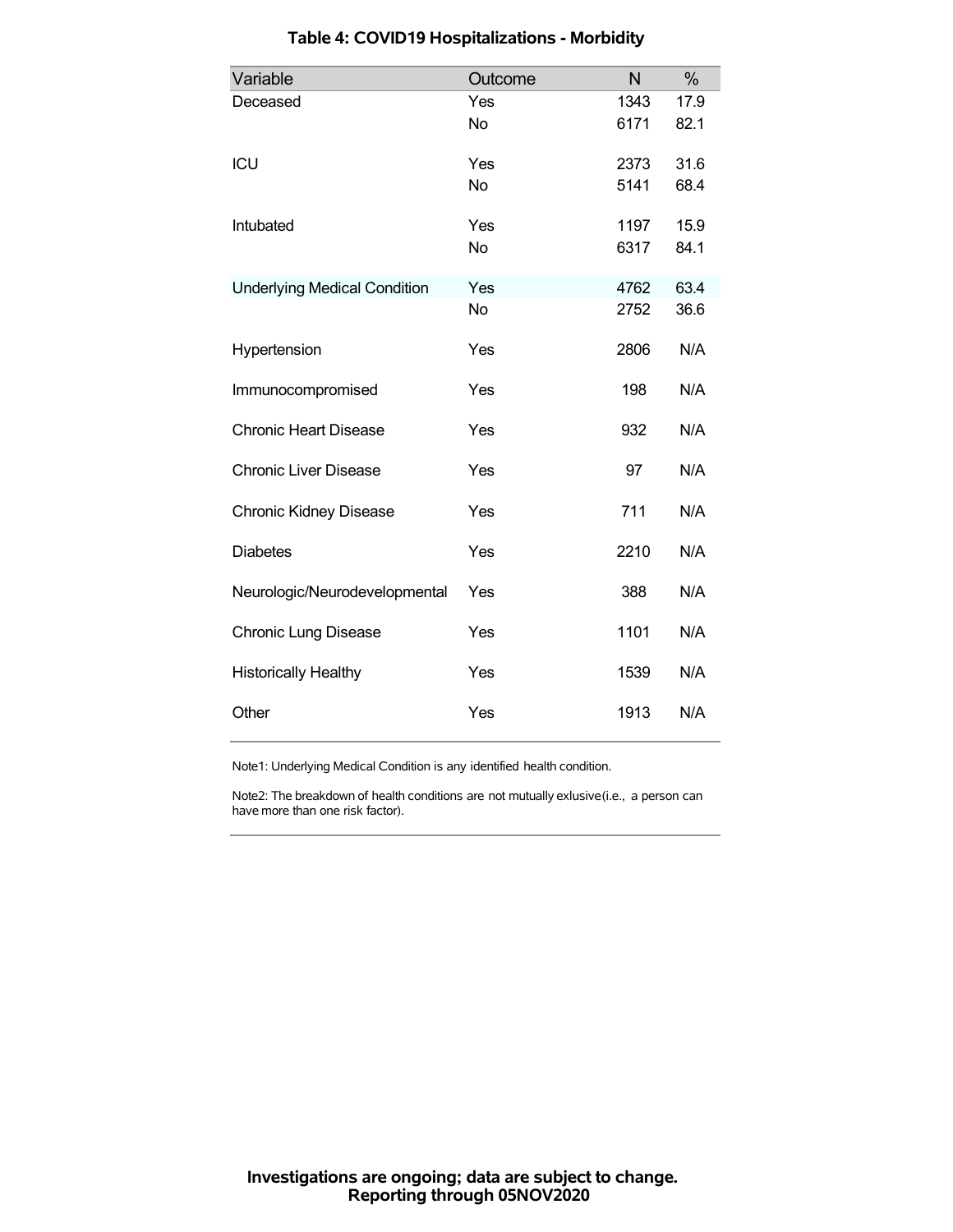### Table 4: COVID19 Hospitalizations - Morbidity

| Variable | Outcome | N | % |
|---|---|---|---|
| Deceased | Yes | 1343 | 17.9 |
| | No | 6171 | 82.1 |
| ICU | Yes | 2373 | 31.6 |
| | No | 5141 | 68.4 |
| Intubated | Yes | 1197 | 15.9 |
| | No | 6317 | 84.1 |
| Underlying Medical Condition | Yes | 4762 | 63.4 |
| | No | 2752 | 36.6 |
| Hypertension | Yes | 2806 | N/A |
| Immunocompromised | Yes | 198 | N/A |
| Chronic Heart Disease | Yes | 932 | N/A |
| Chronic Liver Disease | Yes | 97 | N/A |
| Chronic Kidney Disease | Yes | 711 | N/A |
| Diabetes | Yes | 2210 | N/A |
| Neurologic/Neurodevelopmental | Yes | 388 | N/A |
| Chronic Lung Disease | Yes | 1101 | N/A |
| Historically Healthy | Yes | 1539 | N/A |
| Other | Yes | 1913 | N/A |

Note1: Underlying Medical Condition is any identified health condition.

Note2: The breakdown of health conditions are not mutually exlusive(i.e., a person can have more than one risk factor).

**Investigations are ongoing; data are subject to change.**
**Reporting through 05NOV2020**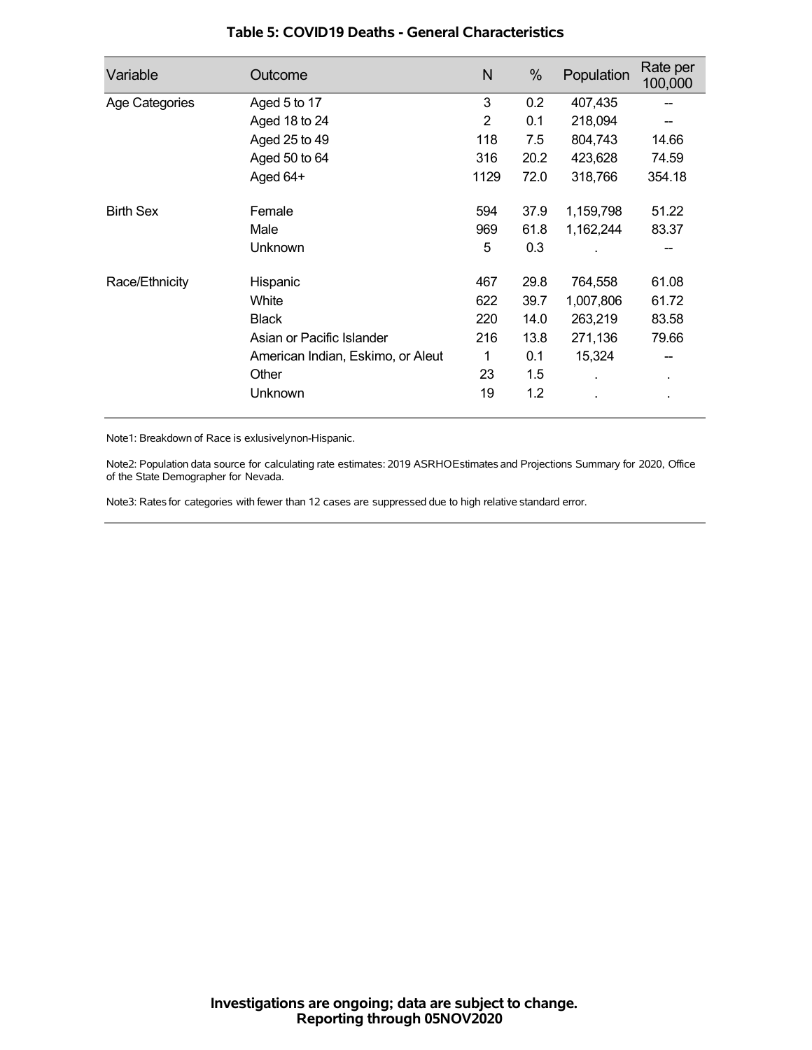# Table 5: COVID19 Deaths - General Characteristics

| Variable | Outcome | N | % | Population | Rate per 100,000 |
|---|---|---|---|---|---|
| Age Categories | Aged 5 to 17 | 3 | 0.2 | 407,435 | -- |
| | Aged 18 to 24 | 2 | 0.1 | 218,094 | -- |
| | Aged 25 to 49 | 118 | 7.5 | 804,743 | 14.66 |
| | Aged 50 to 64 | 316 | 20.2 | 423,628 | 74.59 |
| | Aged 64+ | 1129 | 72.0 | 318,766 | 354.18 |
| Birth Sex | Female | 594 | 37.9 | 1,159,798 | 51.22 |
| | Male | 969 | 61.8 | 1,162,244 | 83.37 |
| | Unknown | 5 | 0.3 | . | -- |
| Race/Ethnicity | Hispanic | 467 | 29.8 | 764,558 | 61.08 |
| | White | 622 | 39.7 | 1,007,806 | 61.72 |
| | Black | 220 | 14.0 | 263,219 | 83.58 |
| | Asian or Pacific Islander | 216 | 13.8 | 271,136 | 79.66 |
| | American Indian, Eskimo, or Aleut | 1 | 0.1 | 15,324 | -- |
| | Other | 23 | 1.5 | . | . |
| | Unknown | 19 | 1.2 | . | . |

Note1: Breakdown of Race is exlusivelynon-Hispanic.

Note2: Population data source for calculating rate estimates: 2019 ASRHOEstimates and Projections Summary for 2020, Office of the State Demographer for Nevada.

Note3: Rates for categories with fewer than 12 cases are suppressed due to high relative standard error.

**Investigations are ongoing; data are subject to change.**
**Reporting through 05NOV2020**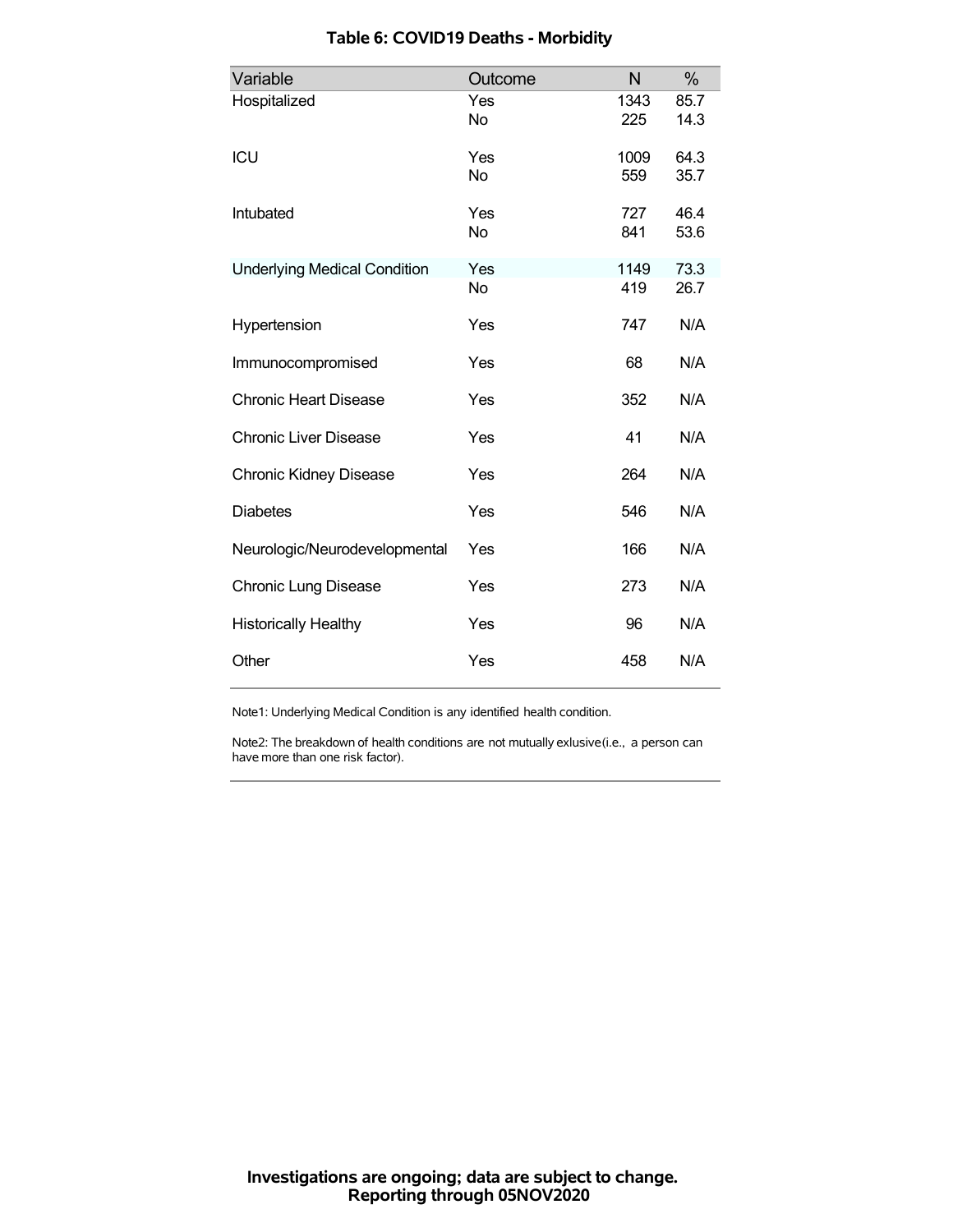## Table 6: COVID19 Deaths - Morbidity

| Variable | Outcome | N | % |
|---|---|---|---|
| Hospitalized | Yes | 1343 | 85.7 |
| | No | 225 | 14.3 |
| ICU | Yes | 1009 | 64.3 |
| | No | 559 | 35.7 |
| Intubated | Yes | 727 | 46.4 |
| | No | 841 | 53.6 |
| Underlying Medical Condition | Yes | 1149 | 73.3 |
| | No | 419 | 26.7 |
| Hypertension | Yes | 747 | N/A |
| Immunocompromised | Yes | 68 | N/A |
| Chronic Heart Disease | Yes | 352 | N/A |
| Chronic Liver Disease | Yes | 41 | N/A |
| Chronic Kidney Disease | Yes | 264 | N/A |
| Diabetes | Yes | 546 | N/A |
| Neurologic/Neurodevelopmental | Yes | 166 | N/A |
| Chronic Lung Disease | Yes | 273 | N/A |
| Historically Healthy | Yes | 96 | N/A |
| Other | Yes | 458 | N/A |

Note1: Underlying Medical Condition is any identified health condition.

Note2: The breakdown of health conditions are not mutually exlusive(i.e., a person can have more than one risk factor).

**Investigations are ongoing; data are subject to change.**
**Reporting through 05NOV2020**